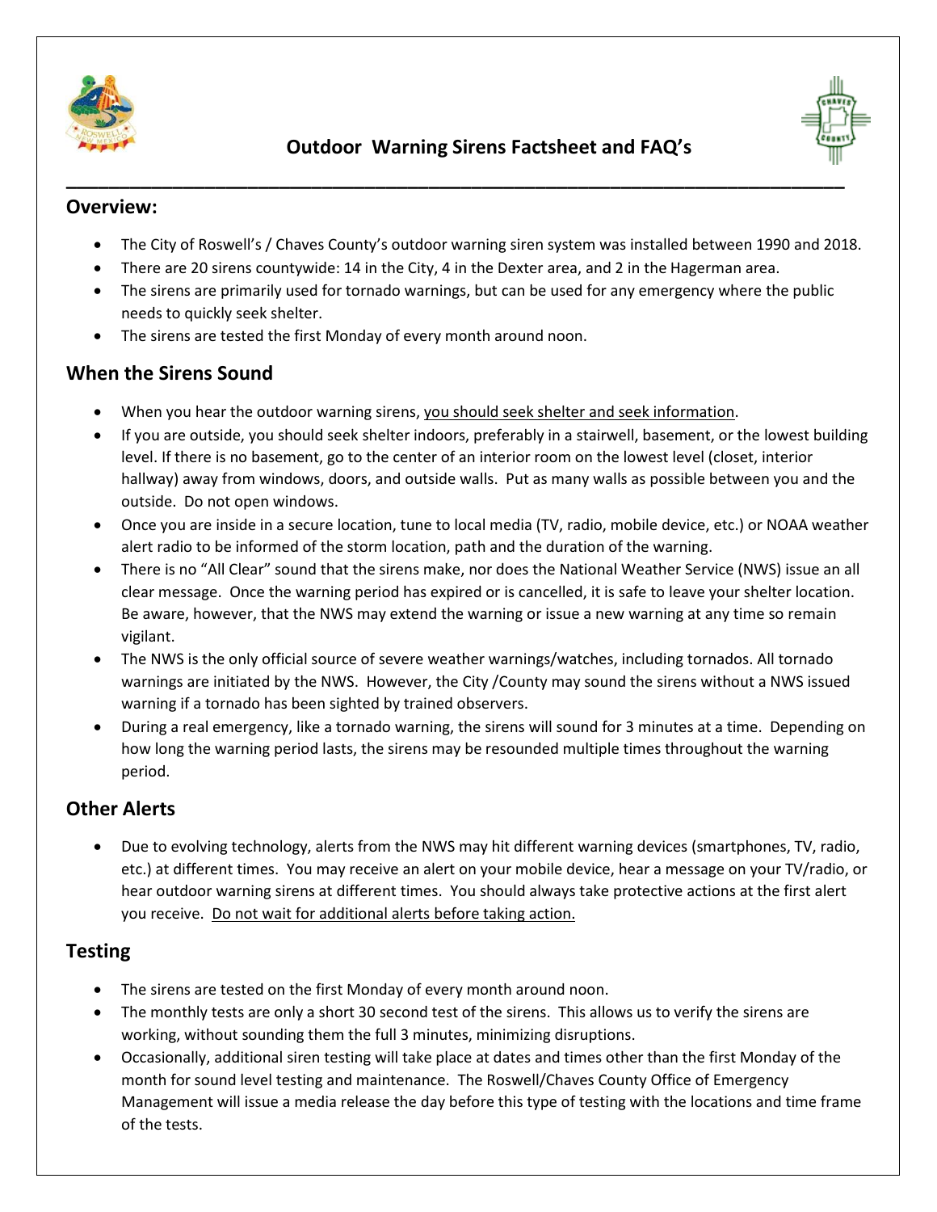# Outdoor Warning Sirens Factsheet and FAQ's

## Overview:

- The City of Roswell's / Chaves County's outdoor warning siren system was installed between 1990 and 2018.
- There are 20 sirens countywide: 14 in the City, 4 in the Dexter area, and 2 in the Hagerman area.
- The sirens are primarily used for tornado warnings, but can be used for any emergency where the public needs to quickly seek shelter.
- The sirens are tested the first Monday of every month around noon.

## When the Sirens Sound

- When you hear the outdoor warning sirens, <u>you should seek shelter and seek information</u>.
- If you are outside, you should seek shelter indoors, preferably in a stairwell, basement, or the lowest building level. If there is no basement, go to the center of an interior room on the lowest level (closet, interior hallway) away from windows, doors, and outside walls. Put as many walls as possible between you and the outside. Do not open windows.
- Once you are inside in a secure location, tune to local media (TV, radio, mobile device, etc.) or NOAA weather alert radio to be informed of the storm location, path and the duration of the warning.
- There is no "All Clear" sound that the sirens make, nor does the National Weather Service (NWS) issue an all clear message. Once the warning period has expired or is cancelled, it is safe to leave your shelter location. Be aware, however, that the NWS may extend the warning or issue a new warning at any time so remain vigilant.
- The NWS is the only official source of severe weather warnings/watches, including tornados. All tornado warnings are initiated by the NWS. However, the City /County may sound the sirens without a NWS issued warning if a tornado has been sighted by trained observers.
- During a real emergency, like a tornado warning, the sirens will sound for 3 minutes at a time. Depending on how long the warning period lasts, the sirens may be resounded multiple times throughout the warning period.

## Other Alerts

- Due to evolving technology, alerts from the NWS may hit different warning devices (smartphones, TV, radio, etc.) at different times. You may receive an alert on your mobile device, hear a message on your TV/radio, or hear outdoor warning sirens at different times. You should always take protective actions at the first alert you receive. <u>Do not wait for additional alerts before taking action.</u>

## Testing

- The sirens are tested on the first Monday of every month around noon.
- The monthly tests are only a short 30 second test of the sirens. This allows us to verify the sirens are working, without sounding them the full 3 minutes, minimizing disruptions.
- Occasionally, additional siren testing will take place at dates and times other than the first Monday of the month for sound level testing and maintenance. The Roswell/Chaves County Office of Emergency Management will issue a media release the day before this type of testing with the locations and time frame of the tests.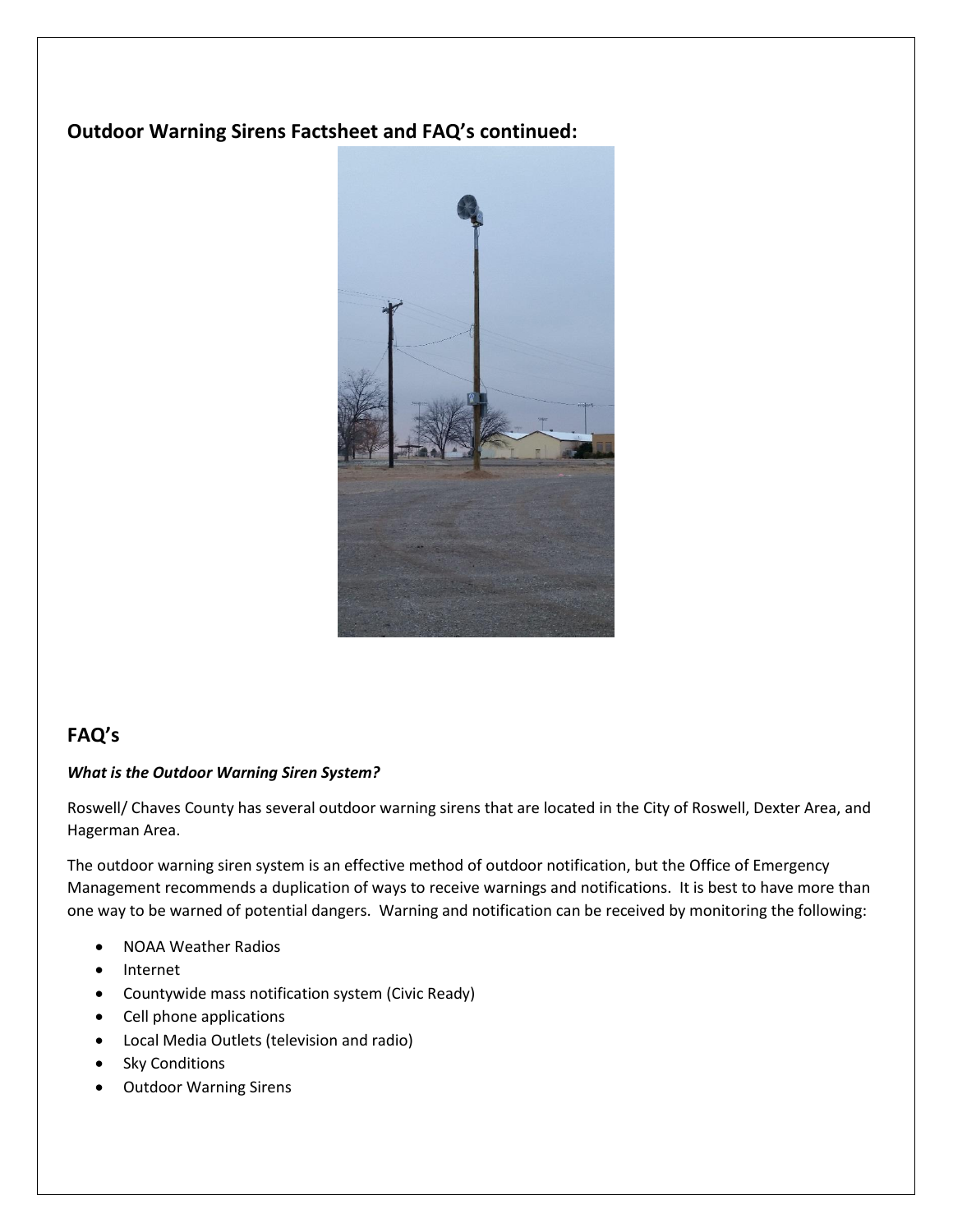## Outdoor Warning Sirens Factsheet and FAQ's continued:

## FAQ's

***What is the Outdoor Warning Siren System?***

Roswell/ Chaves County has several outdoor warning sirens that are located in the City of Roswell, Dexter Area, and Hagerman Area.

The outdoor warning siren system is an effective method of outdoor notification, but the Office of Emergency Management recommends a duplication of ways to receive warnings and notifications. It is best to have more than one way to be warned of potential dangers. Warning and notification can be received by monitoring the following:

- NOAA Weather Radios
- Internet
- Countywide mass notification system (Civic Ready)
- Cell phone applications
- Local Media Outlets (television and radio)
- Sky Conditions
- Outdoor Warning Sirens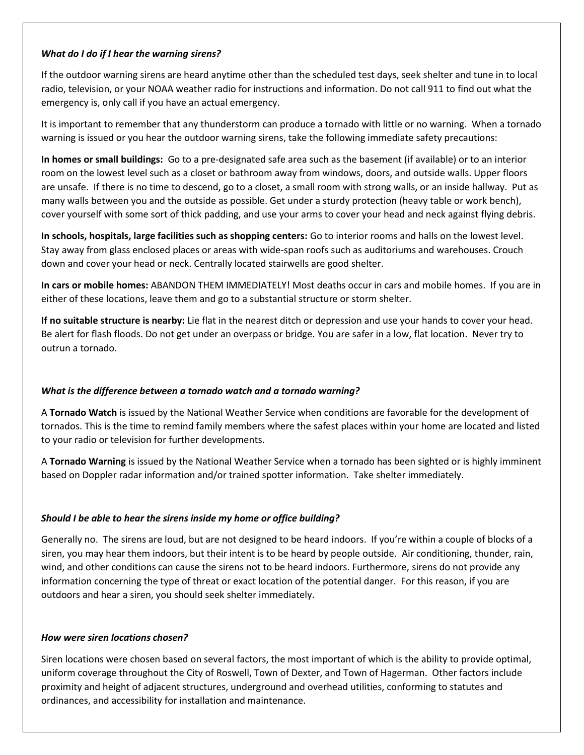*What do I do if I hear the warning sirens?*

If the outdoor warning sirens are heard anytime other than the scheduled test days, seek shelter and tune in to local radio, television, or your NOAA weather radio for instructions and information. Do not call 911 to find out what the emergency is, only call if you have an actual emergency.

It is important to remember that any thunderstorm can produce a tornado with little or no warning. When a tornado warning is issued or you hear the outdoor warning sirens, take the following immediate safety precautions:

**In homes or small buildings:** Go to a pre-designated safe area such as the basement (if available) or to an interior room on the lowest level such as a closet or bathroom away from windows, doors, and outside walls. Upper floors are unsafe. If there is no time to descend, go to a closet, a small room with strong walls, or an inside hallway. Put as many walls between you and the outside as possible. Get under a sturdy protection (heavy table or work bench), cover yourself with some sort of thick padding, and use your arms to cover your head and neck against flying debris.

**In schools, hospitals, large facilities such as shopping centers:** Go to interior rooms and halls on the lowest level. Stay away from glass enclosed places or areas with wide-span roofs such as auditoriums and warehouses. Crouch down and cover your head or neck. Centrally located stairwells are good shelter.

**In cars or mobile homes:** ABANDON THEM IMMEDIATELY! Most deaths occur in cars and mobile homes. If you are in either of these locations, leave them and go to a substantial structure or storm shelter.

**If no suitable structure is nearby:** Lie flat in the nearest ditch or depression and use your hands to cover your head. Be alert for flash floods. Do not get under an overpass or bridge. You are safer in a low, flat location. Never try to outrun a tornado.

*What is the difference between a tornado watch and a tornado warning?*

A **Tornado Watch** is issued by the National Weather Service when conditions are favorable for the development of tornados. This is the time to remind family members where the safest places within your home are located and listed to your radio or television for further developments.

A **Tornado Warning** is issued by the National Weather Service when a tornado has been sighted or is highly imminent based on Doppler radar information and/or trained spotter information. Take shelter immediately.

*Should I be able to hear the sirens inside my home or office building?*

Generally no. The sirens are loud, but are not designed to be heard indoors. If you're within a couple of blocks of a siren, you may hear them indoors, but their intent is to be heard by people outside. Air conditioning, thunder, rain, wind, and other conditions can cause the sirens not to be heard indoors. Furthermore, sirens do not provide any information concerning the type of threat or exact location of the potential danger. For this reason, if you are outdoors and hear a siren, you should seek shelter immediately.

*How were siren locations chosen?*

Siren locations were chosen based on several factors, the most important of which is the ability to provide optimal, uniform coverage throughout the City of Roswell, Town of Dexter, and Town of Hagerman. Other factors include proximity and height of adjacent structures, underground and overhead utilities, conforming to statutes and ordinances, and accessibility for installation and maintenance.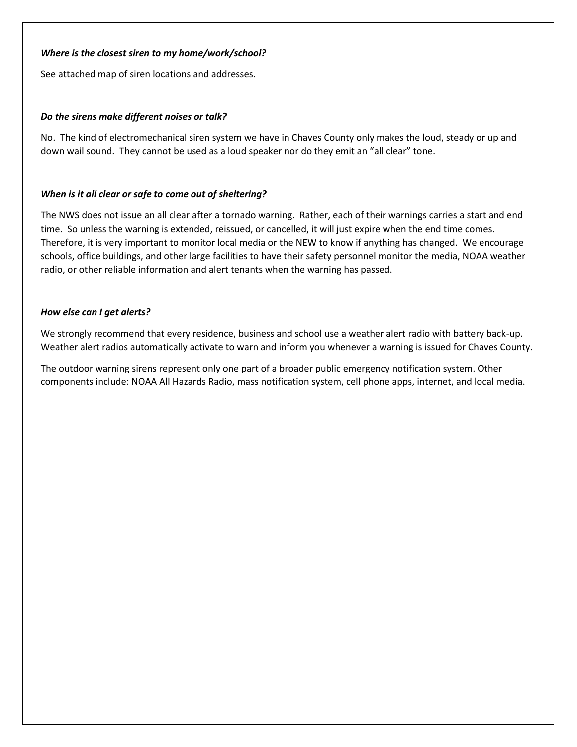***Where is the closest siren to my home/work/school?***

See attached map of siren locations and addresses.

***Do the sirens make different noises or talk?***

No. The kind of electromechanical siren system we have in Chaves County only makes the loud, steady or up and down wail sound. They cannot be used as a loud speaker nor do they emit an "all clear" tone.

***When is it all clear or safe to come out of sheltering?***

The NWS does not issue an all clear after a tornado warning. Rather, each of their warnings carries a start and end time. So unless the warning is extended, reissued, or cancelled, it will just expire when the end time comes. Therefore, it is very important to monitor local media or the NEW to know if anything has changed. We encourage schools, office buildings, and other large facilities to have their safety personnel monitor the media, NOAA weather radio, or other reliable information and alert tenants when the warning has passed.

***How else can I get alerts?***

We strongly recommend that every residence, business and school use a weather alert radio with battery back-up. Weather alert radios automatically activate to warn and inform you whenever a warning is issued for Chaves County.

The outdoor warning sirens represent only one part of a broader public emergency notification system. Other components include: NOAA All Hazards Radio, mass notification system, cell phone apps, internet, and local media.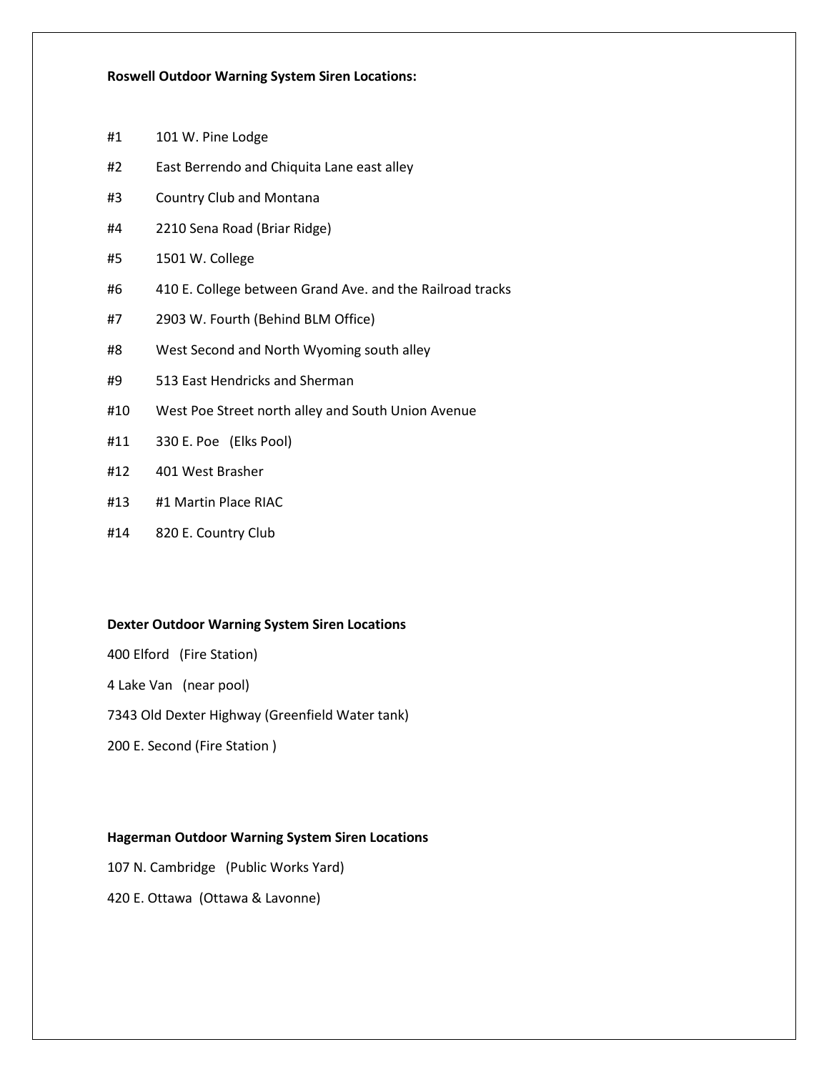**Roswell Outdoor Warning System Siren Locations:**

#1 101 W. Pine Lodge

#2 East Berrendo and Chiquita Lane east alley

#3 Country Club and Montana

#4 2210 Sena Road (Briar Ridge)

#5 1501 W. College

#6 410 E. College between Grand Ave. and the Railroad tracks

#7 2903 W. Fourth (Behind BLM Office)

#8 West Second and North Wyoming south alley

#9 513 East Hendricks and Sherman

#10 West Poe Street north alley and South Union Avenue

#11 330 E. Poe (Elks Pool)

#12 401 West Brasher

#13 #1 Martin Place RIAC

#14 820 E. Country Club

**Dexter Outdoor Warning System Siren Locations**

400 Elford (Fire Station)

4 Lake Van (near pool)

7343 Old Dexter Highway (Greenfield Water tank)

200 E. Second (Fire Station )

**Hagerman Outdoor Warning System Siren Locations**

107 N. Cambridge (Public Works Yard)

420 E. Ottawa (Ottawa & Lavonne)